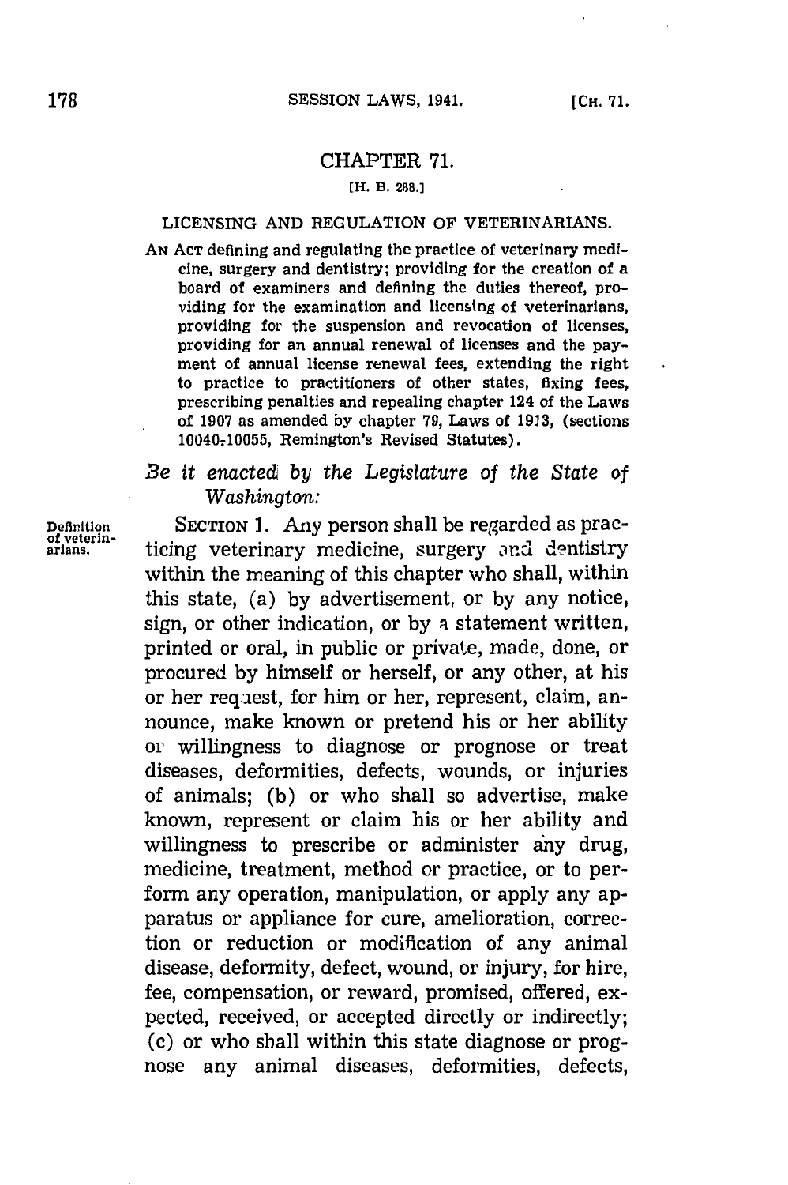## CHAPTER 71.

[H. B. 288.]

### LICENSING AND REGULATION OF VETERINARIANS.

AN ACT defining and regulating the practice of veterinary medicine, surgery and dentistry; providing for the creation of a board of examiners and defining the duties thereof, providing for the examination and licensing of veterinarians, providing for the suspension and revocation of licenses, providing for an annual renewal of licenses and the payment of annual license renewal fees, extending the right to practice to practitioners of other states, fixing fees, prescribing penalties and repealing chapter 124 of the Laws of 1907 as amended by chapter 79, Laws of 1913, (sections 10040-10055, Remington's Revised Statutes).

*Be it enacted by the Legislature of the State of Washington:*

Definition of veterinarians.

SECTION 1. Any person shall be regarded as practicing veterinary medicine, surgery and dentistry within the meaning of this chapter who shall, within this state, (a) by advertisement, or by any notice, sign, or other indication, or by a statement written, printed or oral, in public or private, made, done, or procured by himself or herself, or any other, at his or her request, for him or her, represent, claim, announce, make known or pretend his or her ability or willingness to diagnose or prognose or treat diseases, deformities, defects, wounds, or injuries of animals; (b) or who shall so advertise, make known, represent or claim his or her ability and willingness to prescribe or administer any drug, medicine, treatment, method or practice, or to perform any operation, manipulation, or apply any apparatus or appliance for cure, amelioration, correction or reduction or modification of any animal disease, deformity, defect, wound, or injury, for hire, fee, compensation, or reward, promised, offered, expected, received, or accepted directly or indirectly; (c) or who shall within this state diagnose or prognose any animal diseases, deformities, defects,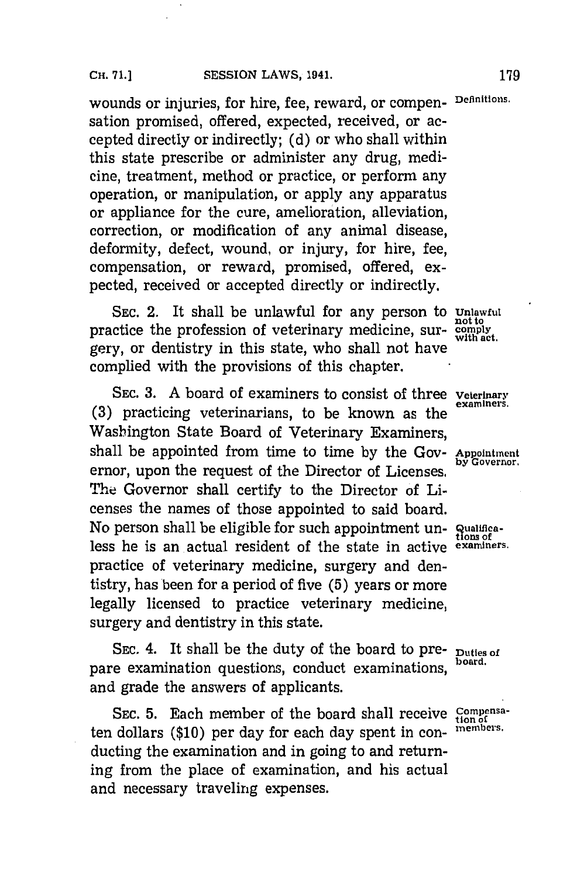wounds or injuries, for hire, fee, reward, or compensation promised, offered, expected, received, or accepted directly or indirectly; (d) or who shall within this state prescribe or administer any drug, medicine, treatment, method or practice, or perform any operation, or manipulation, or apply any apparatus or appliance for the cure, amelioration, alleviation, correction, or modification of any animal disease, deformity, defect, wound, or injury, for hire, fee, compensation, or reward, promised, offered, expected, received or accepted directly or indirectly.

*Definitions.*

SEC. 2. It shall be unlawful for any person to practice the profession of veterinary medicine, surgery, or dentistry in this state, who shall not have complied with the provisions of this chapter.

*Unlawful not to comply with act.*

SEC. 3. A board of examiners to consist of three (3) practicing veterinarians, to be known as the Washington State Board of Veterinary Examiners, shall be appointed from time to time by the Governor, upon the request of the Director of Licenses. The Governor shall certify to the Director of Licenses the names of those appointed to said board. No person shall be eligible for such appointment unless he is an actual resident of the state in active practice of veterinary medicine, surgery and dentistry, has been for a period of five (5) years or more legally licensed to practice veterinary medicine, surgery and dentistry in this state.

*Veterinary examiners.*

*Appointment by Governor.*

*Qualifications of examiners.*

SEC. 4. It shall be the duty of the board to prepare examination questions, conduct examinations, and grade the answers of applicants.

*Duties of board.*

SEC. 5. Each member of the board shall receive ten dollars ($10) per day for each day spent in conducting the examination and in going to and returning from the place of examination, and his actual and necessary traveling expenses.

*Compensation of members.*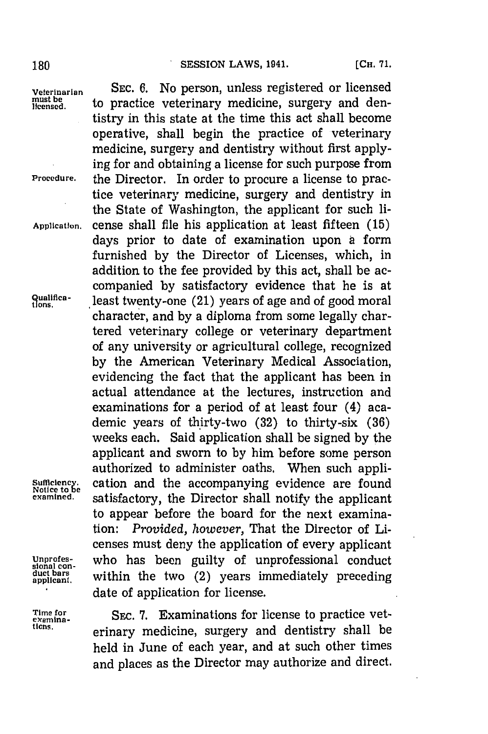**Veterinarian must be licensed.** SEC. 6. No person, unless registered or licensed to practice veterinary medicine, surgery and dentistry in this state at the time this act shall become operative, shall begin the practice of veterinary medicine, surgery and dentistry without first applying for and obtaining a license for such purpose from the Director. **Procedure.** In order to procure a license to practice veterinary medicine, surgery and dentistry in the State of Washington, the applicant for such license **Application.** shall file his application at least fifteen (15) days prior to date of examination upon a form furnished by the Director of Licenses, which, in addition to the fee provided by this act, shall be accompanied by satisfactory evidence that he is at **Qualifications.** least twenty-one (21) years of age and of good moral character, and by a diploma from some legally chartered veterinary college or veterinary department of any university or agricultural college, recognized by the American Veterinary Medical Association, evidencing the fact that the applicant has been in actual attendance at the lectures, instruction and examinations for a period of at least four (4) academic years of thirty-two (32) to thirty-six (36) weeks each. Said application shall be signed by the applicant and sworn to by him before some person authorized to administer oaths. When such application **Sufficiency. Notice to be examined.** and the accompanying evidence are found satisfactory, the Director shall notify the applicant to appear before the board for the next examination: *Provided, however,* That the Director of Licenses must deny the application of every applicant **Unprofessional conduct bars applicant.** who has been guilty of unprofessional conduct within the two (2) years immediately preceding date of application for license.

**Time for examinations.** SEC. 7. Examinations for license to practice veterinary medicine, surgery and dentistry shall be held in June of each year, and at such other times and places as the Director may authorize and direct.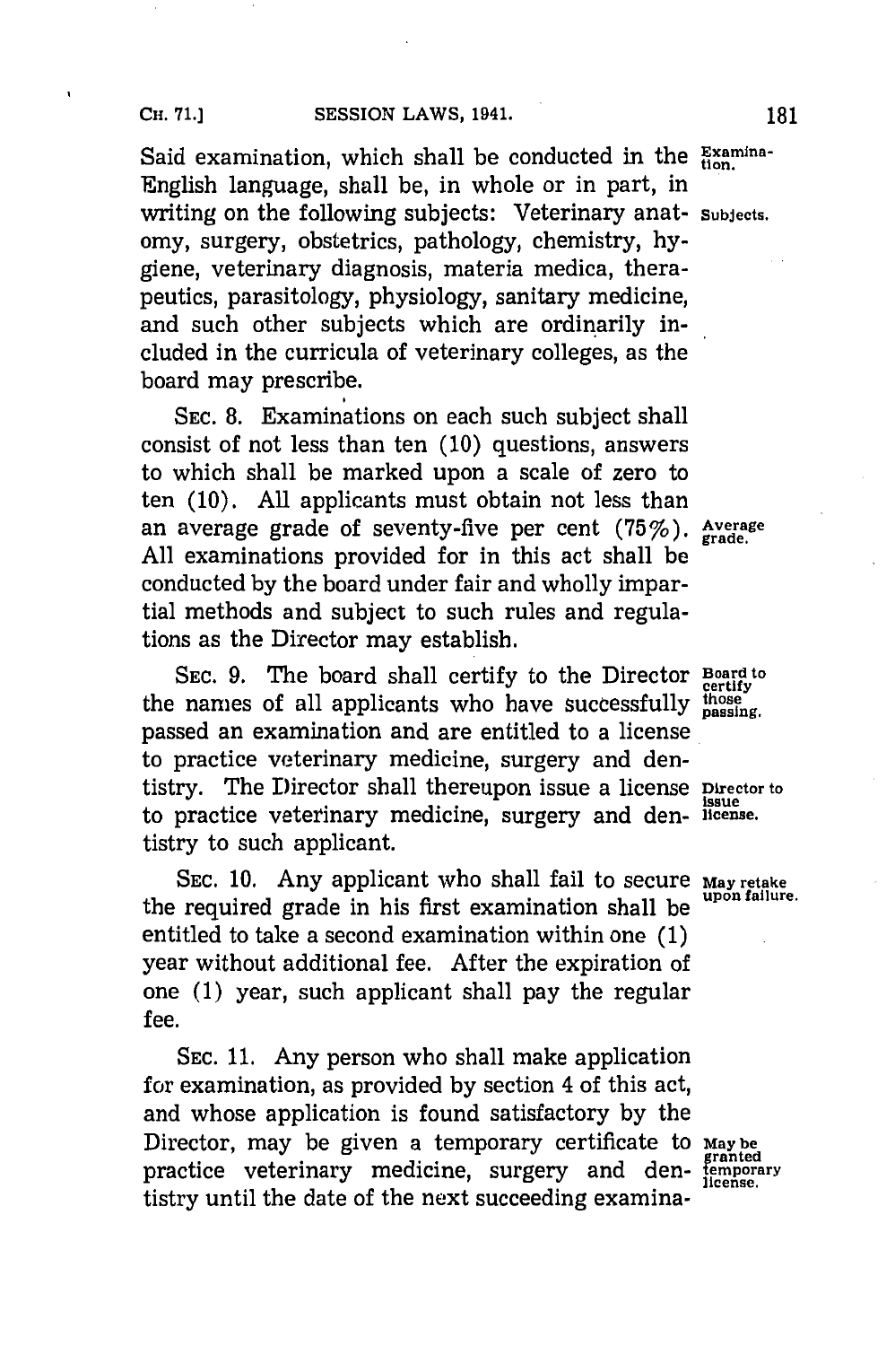Said examination, which shall be conducted in the English language, shall be, in whole or in part, in writing on the following subjects: Veterinary anatomy, surgery, obstetrics, pathology, chemistry, hygiene, veterinary diagnosis, materia medica, therapeutics, parasitology, physiology, sanitary medicine, and such other subjects which are ordinarily included in the curricula of veterinary colleges, as the board may prescribe.

*Examination.*

*Subjects.*

SEC. 8. Examinations on each such subject shall consist of not less than ten (10) questions, answers to which shall be marked upon a scale of zero to ten (10). All applicants must obtain not less than an average grade of seventy-five per cent (75%). All examinations provided for in this act shall be conducted by the board under fair and wholly impartial methods and subject to such rules and regulations as the Director may establish.

*Average grade.*

SEC. 9. The board shall certify to the Director the names of all applicants who have successfully passed an examination and are entitled to a license to practice veterinary medicine, surgery and dentistry. The Director shall thereupon issue a license to practice veterinary medicine, surgery and dentistry to such applicant.

*Board to certify those passing.*

*Director to issue license.*

SEC. 10. Any applicant who shall fail to secure the required grade in his first examination shall be entitled to take a second examination within one (1) year without additional fee. After the expiration of one (1) year, such applicant shall pay the regular fee.

*May retake upon failure.*

SEC. 11. Any person who shall make application for examination, as provided by section 4 of this act, and whose application is found satisfactory by the Director, may be given a temporary certificate to practice veterinary medicine, surgery and dentistry until the date of the next succeeding examina-

*May be granted temporary license.*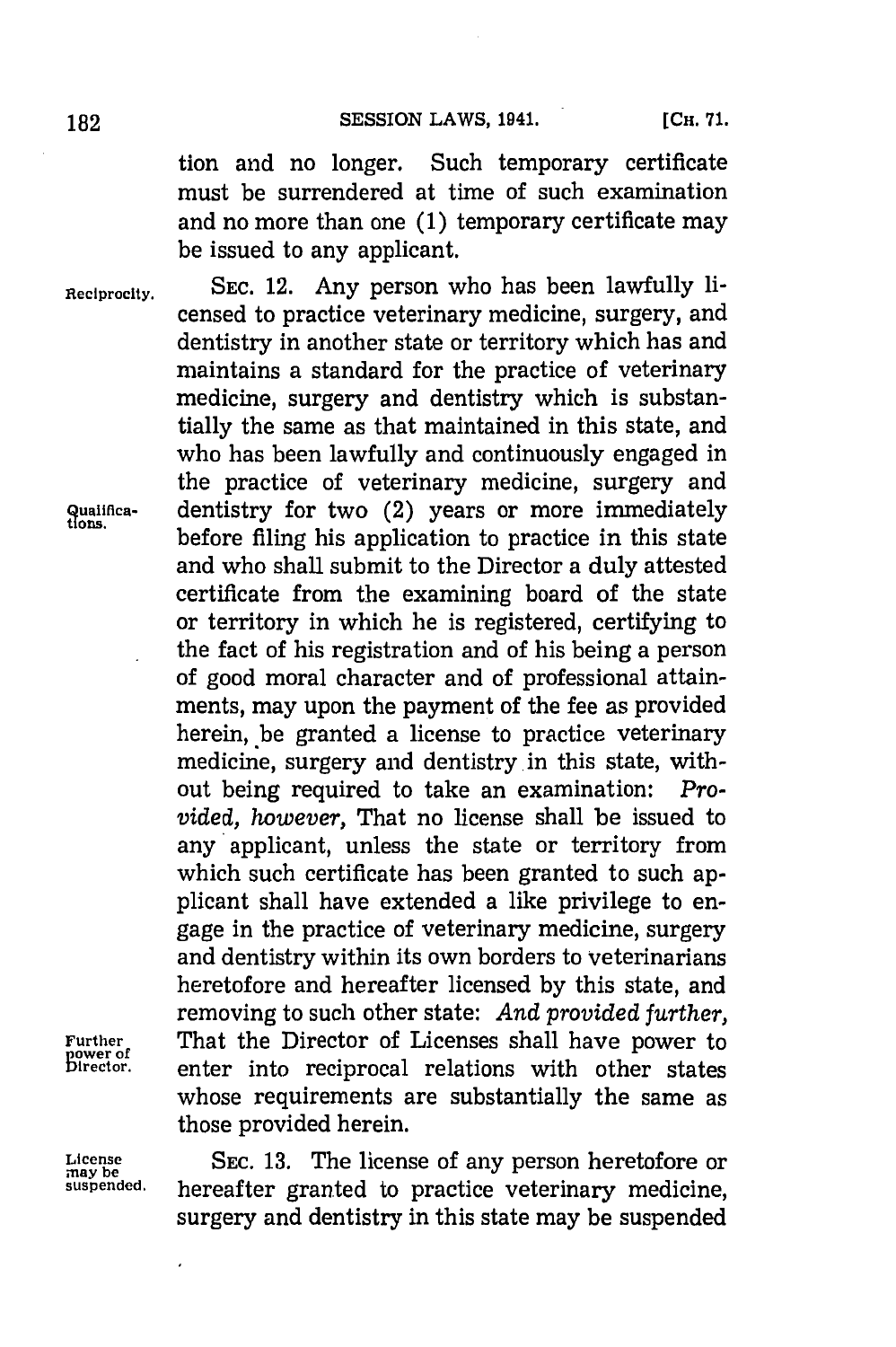tion and no longer. Such temporary certificate must be surrendered at time of such examination and no more than one (1) temporary certificate may be issued to any applicant.

Reciprocity. SEC. 12. Any person who has been lawfully licensed to practice veterinary medicine, surgery, and dentistry in another state or territory which has and maintains a standard for the practice of veterinary medicine, surgery and dentistry which is substantially the same as that maintained in this state, and who has been lawfully and continuously engaged in the practice of veterinary medicine, surgery and dentistry for two (2) years or more immediately before filing his application to practice in this state and who shall submit to the Director a duly attested certificate from the examining board of the state or territory in which he is registered, certifying to the fact of his registration and of his being a person of good moral character and of professional attainments, may upon the payment of the fee as provided herein, be granted a license to practice veterinary medicine, surgery and dentistry in this state, without being required to take an examination: *Provided, however,* That no license shall be issued to any applicant, unless the state or territory from which such certificate has been granted to such applicant shall have extended a like privilege to engage in the practice of veterinary medicine, surgery and dentistry within its own borders to veterinarians heretofore and hereafter licensed by this state, and removing to such other state: *And provided further,* That the Director of Licenses shall have power to enter into reciprocal relations with other states whose requirements are substantially the same as those provided herein.

Qualifications.

Further power of Director.

License may be suspended. SEC. 13. The license of any person heretofore or hereafter granted to practice veterinary medicine, surgery and dentistry in this state may be suspended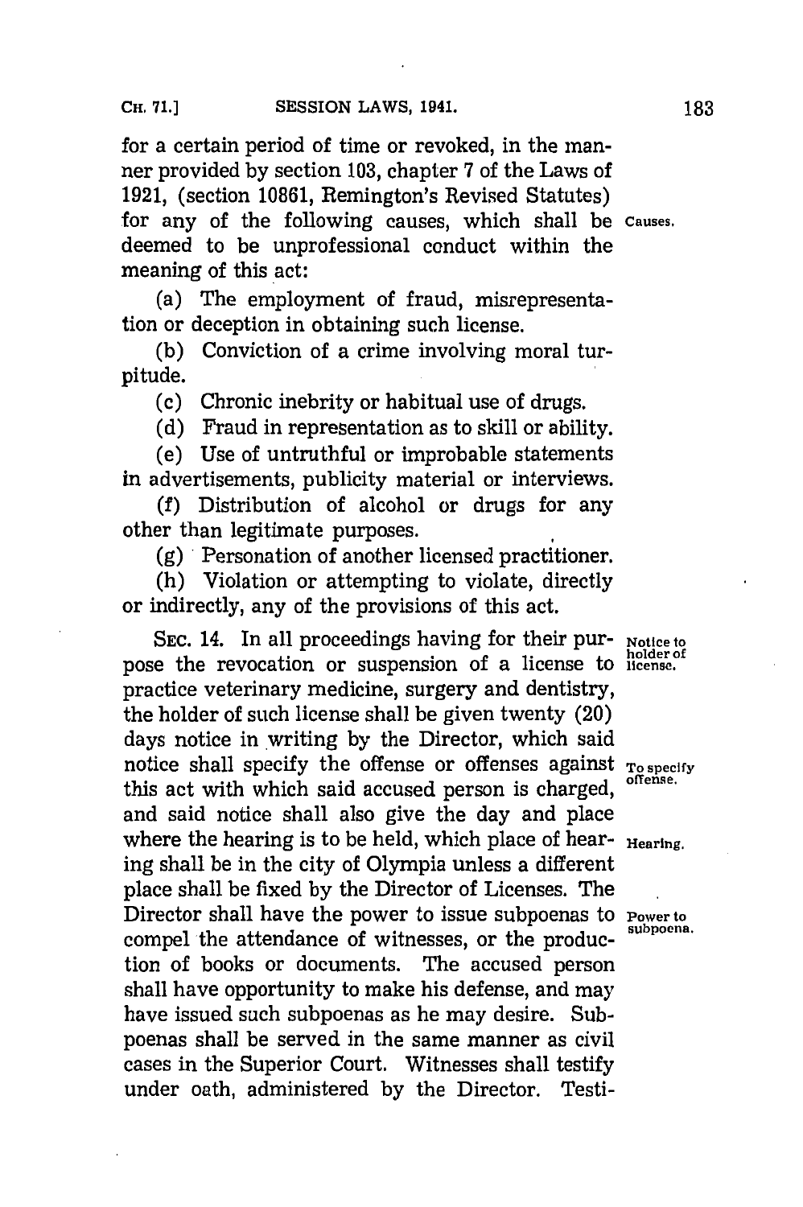for a certain period of time or revoked, in the manner provided by section 103, chapter 7 of the Laws of 1921, (section 10861, Remington's Revised Statutes) for any of the following causes, which shall be deemed to be unprofessional conduct within the meaning of this act:

Causes.

(a) The employment of fraud, misrepresentation or deception in obtaining such license.

(b) Conviction of a crime involving moral turpitude.

(c) Chronic inebrity or habitual use of drugs.

(d) Fraud in representation as to skill or ability.

(e) Use of untruthful or improbable statements in advertisements, publicity material or interviews.

(f) Distribution of alcohol or drugs for any other than legitimate purposes.

(g) Personation of another licensed practitioner.

(h) Violation or attempting to violate, directly or indirectly, any of the provisions of this act.

Notice to holder of license.

SEC. 14. In all proceedings having for their purpose the revocation or suspension of a license to practice veterinary medicine, surgery and dentistry, the holder of such license shall be given twenty (20) days notice in writing by the Director, which said notice shall specify the offense or offenses against this act with which said accused person is charged, and said notice shall also give the day and place where the hearing is to be held, which place of hearing shall be in the city of Olympia unless a different place shall be fixed by the Director of Licenses. The Director shall have the power to issue subpoenas to compel the attendance of witnesses, or the production of books or documents. The accused person shall have opportunity to make his defense, and may have issued such subpoenas as he may desire. Subpoenas shall be served in the same manner as civil cases in the Superior Court. Witnesses shall testify under oath, administered by the Director. Testi-

To specify offense.

Hearing.

Power to subpoena.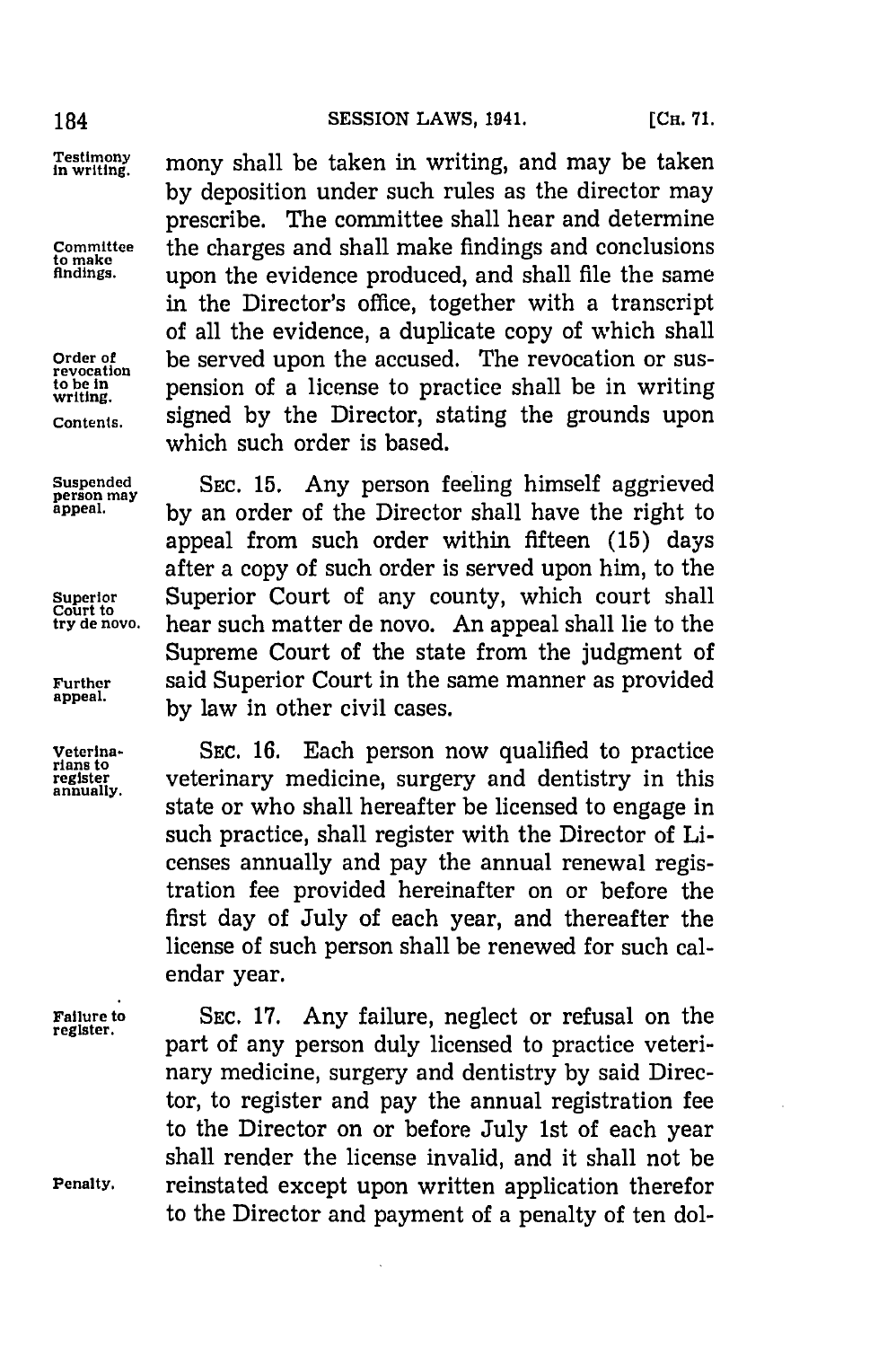mony shall be taken in writing, and may be taken by deposition under such rules as the director may prescribe. The committee shall hear and determine the charges and shall make findings and conclusions upon the evidence produced, and shall file the same in the Director's office, together with a transcript of all the evidence, a duplicate copy of which shall be served upon the accused. The revocation or suspension of a license to practice shall be in writing signed by the Director, stating the grounds upon which such order is based.

SEC. 15. Any person feeling himself aggrieved by an order of the Director shall have the right to appeal from such order within fifteen (15) days after a copy of such order is served upon him, to the Superior Court of any county, which court shall hear such matter de novo. An appeal shall lie to the Supreme Court of the state from the judgment of said Superior Court in the same manner as provided by law in other civil cases.

SEC. 16. Each person now qualified to practice veterinary medicine, surgery and dentistry in this state or who shall hereafter be licensed to engage in such practice, shall register with the Director of Licenses annually and pay the annual renewal registration fee provided hereinafter on or before the first day of July of each year, and thereafter the license of such person shall be renewed for such calendar year.

SEC. 17. Any failure, neglect or refusal on the part of any person duly licensed to practice veterinary medicine, surgery and dentistry by said Director, to register and pay the annual registration fee to the Director on or before July 1st of each year shall render the license invalid, and it shall not be reinstated except upon written application therefor to the Director and payment of a penalty of ten dol-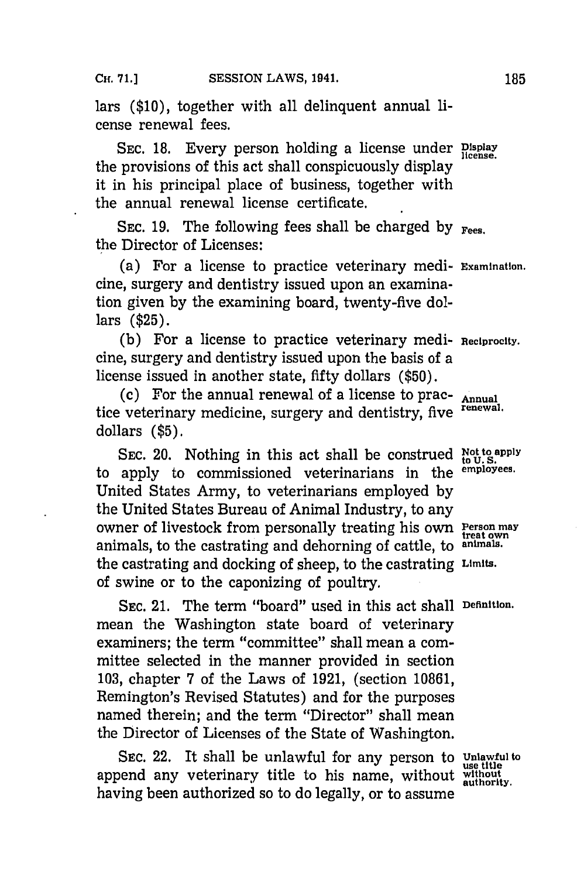lars ($10), together with all delinquent annual license renewal fees.

SEC. 18. Every person holding a license under the provisions of this act shall conspicuously display it in his principal place of business, together with the annual renewal license certificate.

*Display license.*

SEC. 19. The following fees shall be charged by the Director of Licenses:

*Fees.*

(a) For a license to practice veterinary medicine, surgery and dentistry issued upon an examination given by the examining board, twenty-five dollars ($25).

*Examination.*

(b) For a license to practice veterinary medicine, surgery and dentistry issued upon the basis of a license issued in another state, fifty dollars ($50).

*Reciprocity.*

(c) For the annual renewal of a license to practice veterinary medicine, surgery and dentistry, five dollars ($5).

*Annual renewal.*

SEC. 20. Nothing in this act shall be construed to apply to commissioned veterinarians in the United States Army, to veterinarians employed by the United States Bureau of Animal Industry, to any owner of livestock from personally treating his own animals, to the castrating and dehorning of cattle, to the castrating and docking of sheep, to the castrating of swine or to the caponizing of poultry.

*Not to apply to U. S. employees.*

*Person may treat own animals.*

*Limits.*

SEC. 21. The term "board" used in this act shall mean the Washington state board of veterinary examiners; the term "committee" shall mean a committee selected in the manner provided in section 103, chapter 7 of the Laws of 1921, (section 10861, Remington's Revised Statutes) and for the purposes named therein; and the term "Director" shall mean the Director of Licenses of the State of Washington.

*Definition.*

SEC. 22. It shall be unlawful for any person to append any veterinary title to his name, without having been authorized so to do legally, or to assume

*Unlawful to use title without authority.*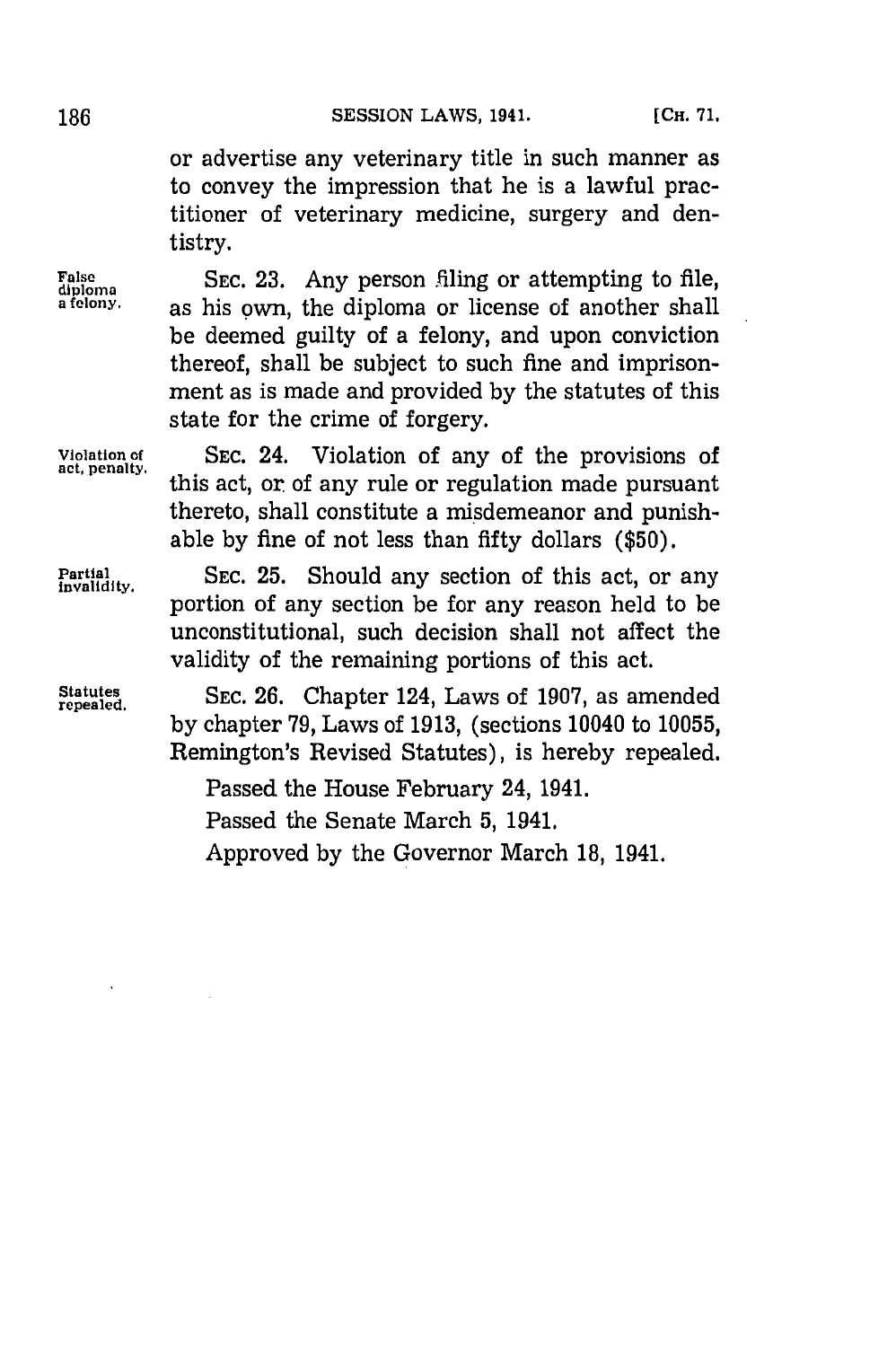or advertise any veterinary title in such manner as to convey the impression that he is a lawful practitioner of veterinary medicine, surgery and dentistry.

False diploma a felony.

SEC. 23. Any person filing or attempting to file, as his own, the diploma or license of another shall be deemed guilty of a felony, and upon conviction thereof, shall be subject to such fine and imprisonment as is made and provided by the statutes of this state for the crime of forgery.

Violation of act, penalty.

SEC. 24. Violation of any of the provisions of this act, or of any rule or regulation made pursuant thereto, shall constitute a misdemeanor and punishable by fine of not less than fifty dollars ($50).

Partial invalidity.

SEC. 25. Should any section of this act, or any portion of any section be for any reason held to be unconstitutional, such decision shall not affect the validity of the remaining portions of this act.

Statutes repealed.

SEC. 26. Chapter 124, Laws of 1907, as amended by chapter 79, Laws of 1913, (sections 10040 to 10055, Remington's Revised Statutes), is hereby repealed.

Passed the House February 24, 1941.

Passed the Senate March 5, 1941.

Approved by the Governor March 18, 1941.